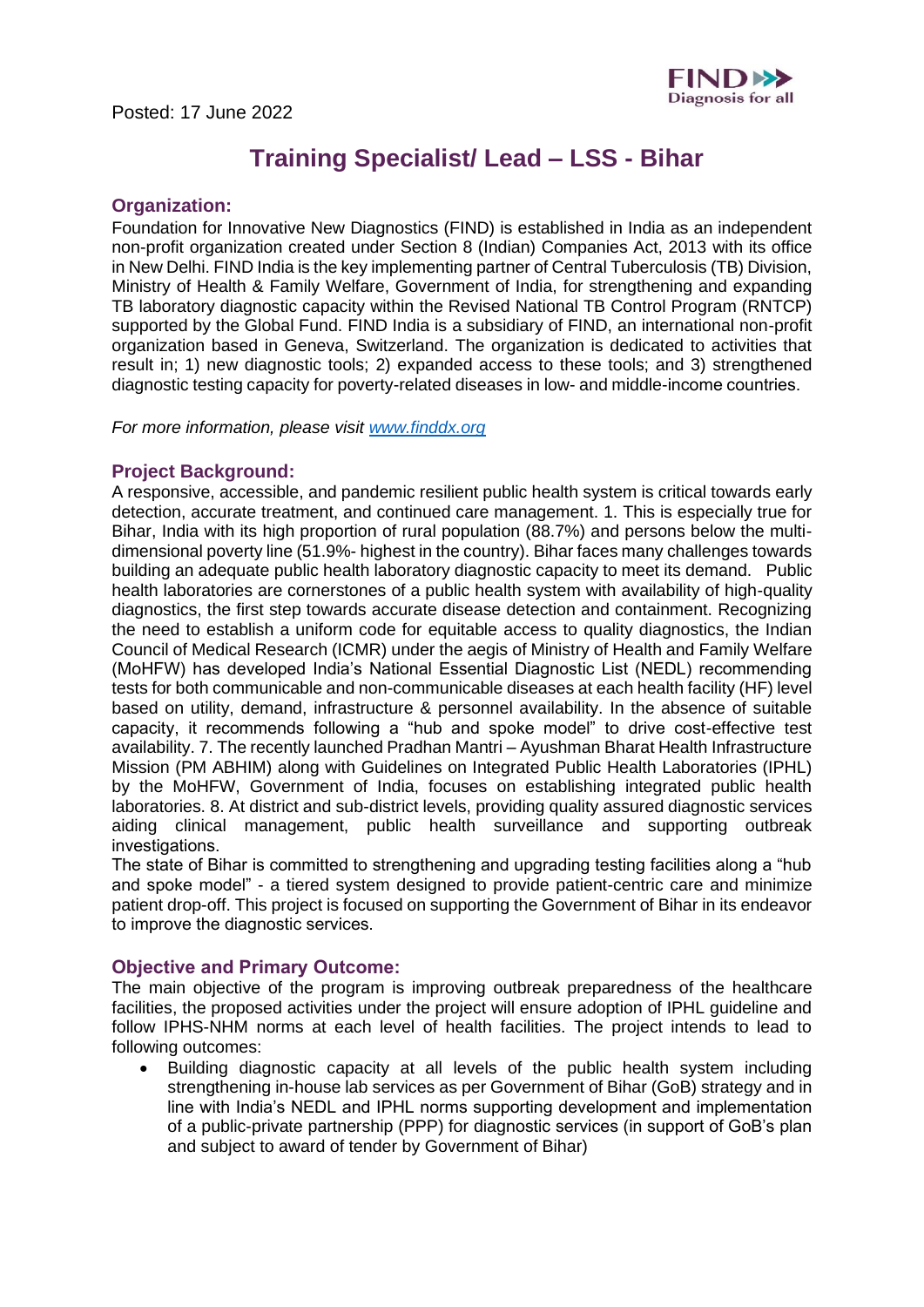Posted: 17 June 2022

# Training Specialist/ Lead – LSS - Bihar

## Organization:

Foundation for Innovative New Diagnostics (FIND) is established in India as an independent non-profit organization created under Section 8 (Indian) Companies Act, 2013 with its office in New Delhi. FIND India is the key implementing partner of Central Tuberculosis (TB) Division, Ministry of Health & Family Welfare, Government of India, for strengthening and expanding TB laboratory diagnostic capacity within the Revised National TB Control Program (RNTCP) supported by the Global Fund. FIND India is a subsidiary of FIND, an international non-profit organization based in Geneva, Switzerland. The organization is dedicated to activities that result in; 1) new diagnostic tools; 2) expanded access to these tools; and 3) strengthened diagnostic testing capacity for poverty-related diseases in low- and middle-income countries.

*For more information, please visit [www.finddx.org](www.finddx.org)*

## Project Background:

A responsive, accessible, and pandemic resilient public health system is critical towards early detection, accurate treatment, and continued care management. 1. This is especially true for Bihar, India with its high proportion of rural population (88.7%) and persons below the multi-dimensional poverty line (51.9%- highest in the country). Bihar faces many challenges towards building an adequate public health laboratory diagnostic capacity to meet its demand. Public health laboratories are cornerstones of a public health system with availability of high-quality diagnostics, the first step towards accurate disease detection and containment. Recognizing the need to establish a uniform code for equitable access to quality diagnostics, the Indian Council of Medical Research (ICMR) under the aegis of Ministry of Health and Family Welfare (MoHFW) has developed India's National Essential Diagnostic List (NEDL) recommending tests for both communicable and non-communicable diseases at each health facility (HF) level based on utility, demand, infrastructure & personnel availability. In the absence of suitable capacity, it recommends following a "hub and spoke model" to drive cost-effective test availability. 7. The recently launched Pradhan Mantri – Ayushman Bharat Health Infrastructure Mission (PM ABHIM) along with Guidelines on Integrated Public Health Laboratories (IPHL) by the MoHFW, Government of India, focuses on establishing integrated public health laboratories. 8. At district and sub-district levels, providing quality assured diagnostic services aiding clinical management, public health surveillance and supporting outbreak investigations.

The state of Bihar is committed to strengthening and upgrading testing facilities along a "hub and spoke model" - a tiered system designed to provide patient-centric care and minimize patient drop-off. This project is focused on supporting the Government of Bihar in its endeavor to improve the diagnostic services.

## Objective and Primary Outcome:

The main objective of the program is improving outbreak preparedness of the healthcare facilities, the proposed activities under the project will ensure adoption of IPHL guideline and follow IPHS-NHM norms at each level of health facilities. The project intends to lead to following outcomes:

- Building diagnostic capacity at all levels of the public health system including strengthening in-house lab services as per Government of Bihar (GoB) strategy and in line with India's NEDL and IPHL norms supporting development and implementation of a public-private partnership (PPP) for diagnostic services (in support of GoB's plan and subject to award of tender by Government of Bihar)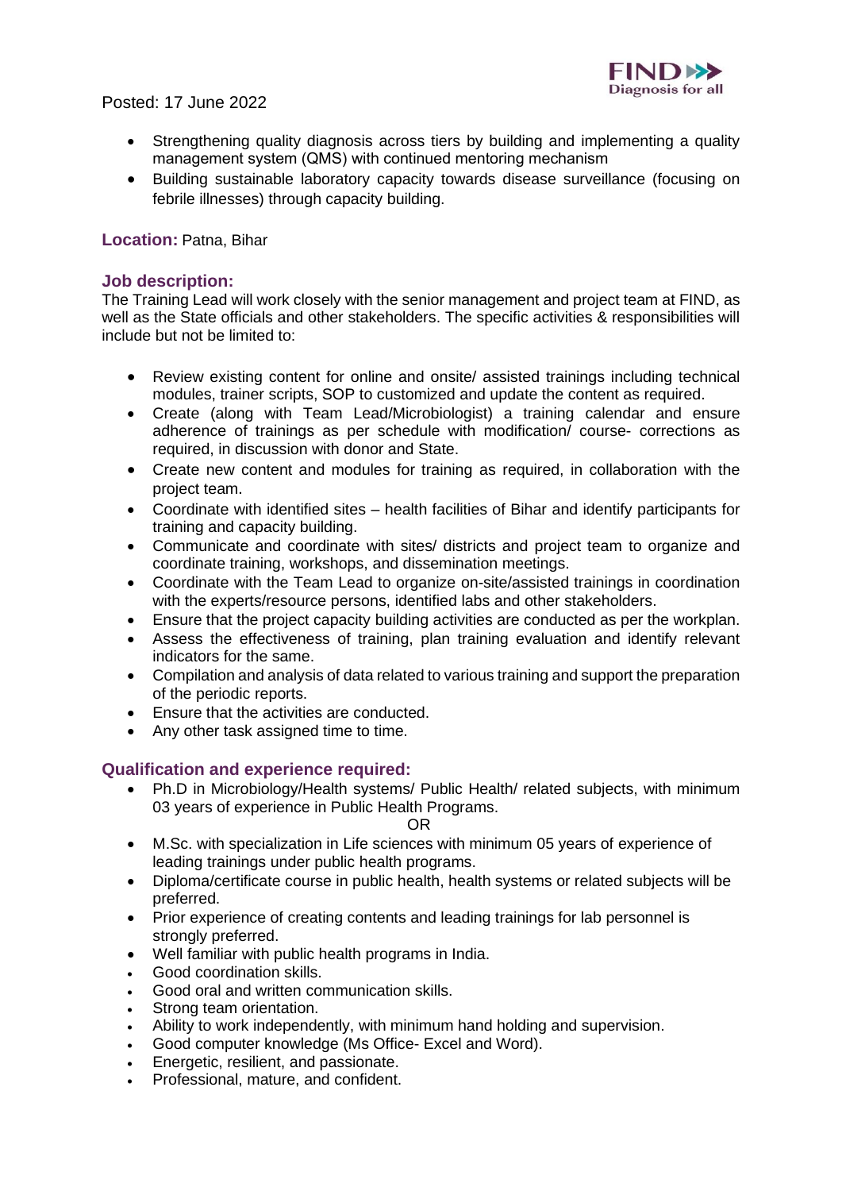Posted: 17 June 2022

- Strengthening quality diagnosis across tiers by building and implementing a quality management system (QMS) with continued mentoring mechanism
- Building sustainable laboratory capacity towards disease surveillance (focusing on febrile illnesses) through capacity building.

**Location:** Patna, Bihar

## Job description:

The Training Lead will work closely with the senior management and project team at FIND, as well as the State officials and other stakeholders. The specific activities & responsibilities will include but not be limited to:

- Review existing content for online and onsite/ assisted trainings including technical modules, trainer scripts, SOP to customized and update the content as required.
- Create (along with Team Lead/Microbiologist) a training calendar and ensure adherence of trainings as per schedule with modification/ course- corrections as required, in discussion with donor and State.
- Create new content and modules for training as required, in collaboration with the project team.
- Coordinate with identified sites – health facilities of Bihar and identify participants for training and capacity building.
- Communicate and coordinate with sites/ districts and project team to organize and coordinate training, workshops, and dissemination meetings.
- Coordinate with the Team Lead to organize on-site/assisted trainings in coordination with the experts/resource persons, identified labs and other stakeholders.
- Ensure that the project capacity building activities are conducted as per the workplan.
- Assess the effectiveness of training, plan training evaluation and identify relevant indicators for the same.
- Compilation and analysis of data related to various training and support the preparation of the periodic reports.
- Ensure that the activities are conducted.
- Any other task assigned time to time.

## Qualification and experience required:

- Ph.D in Microbiology/Health systems/ Public Health/ related subjects, with minimum 03 years of experience in Public Health Programs.

  OR

- M.Sc. with specialization in Life sciences with minimum 05 years of experience of leading trainings under public health programs.
- Diploma/certificate course in public health, health systems or related subjects will be preferred.
- Prior experience of creating contents and leading trainings for lab personnel is strongly preferred.
- Well familiar with public health programs in India.
- Good coordination skills.
- Good oral and written communication skills.
- Strong team orientation.
- Ability to work independently, with minimum hand holding and supervision.
- Good computer knowledge (Ms Office- Excel and Word).
- Energetic, resilient, and passionate.
- Professional, mature, and confident.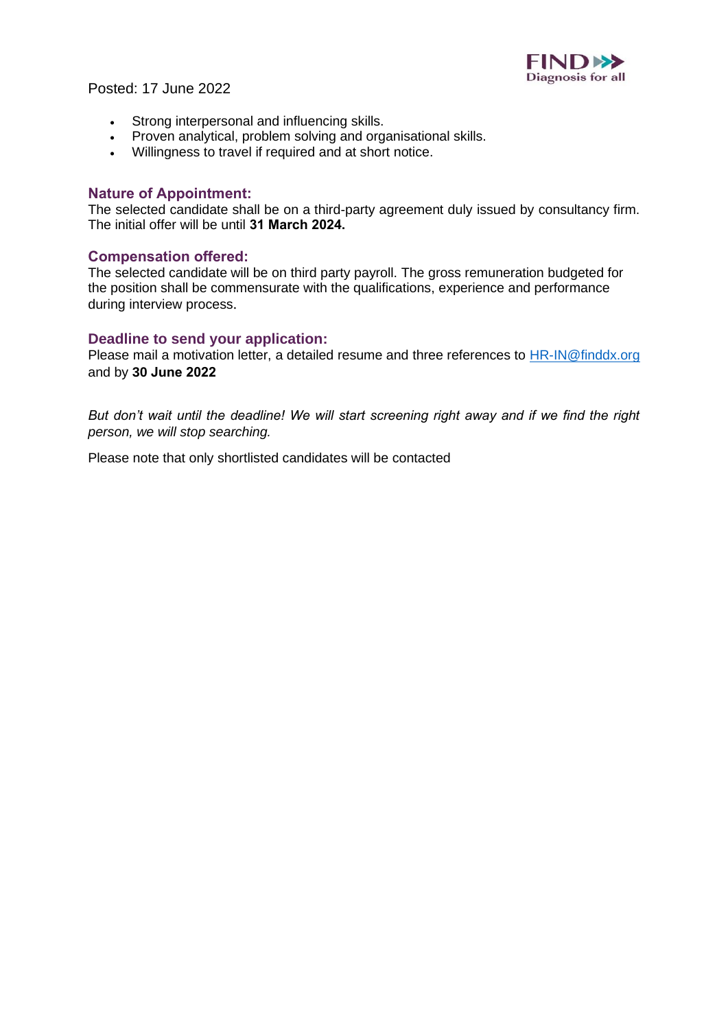Posted: 17 June 2022

- Strong interpersonal and influencing skills.
- Proven analytical, problem solving and organisational skills.
- Willingness to travel if required and at short notice.

## Nature of Appointment:

The selected candidate shall be on a third-party agreement duly issued by consultancy firm. The initial offer will be until **31 March 2024.**

## Compensation offered:

The selected candidate will be on third party payroll. The gross remuneration budgeted for the position shall be commensurate with the qualifications, experience and performance during interview process.

## Deadline to send your application:

Please mail a motivation letter, a detailed resume and three references to HR-IN@finddx.org and by **30 June 2022**

*But don't wait until the deadline! We will start screening right away and if we find the right person, we will stop searching.*

Please note that only shortlisted candidates will be contacted